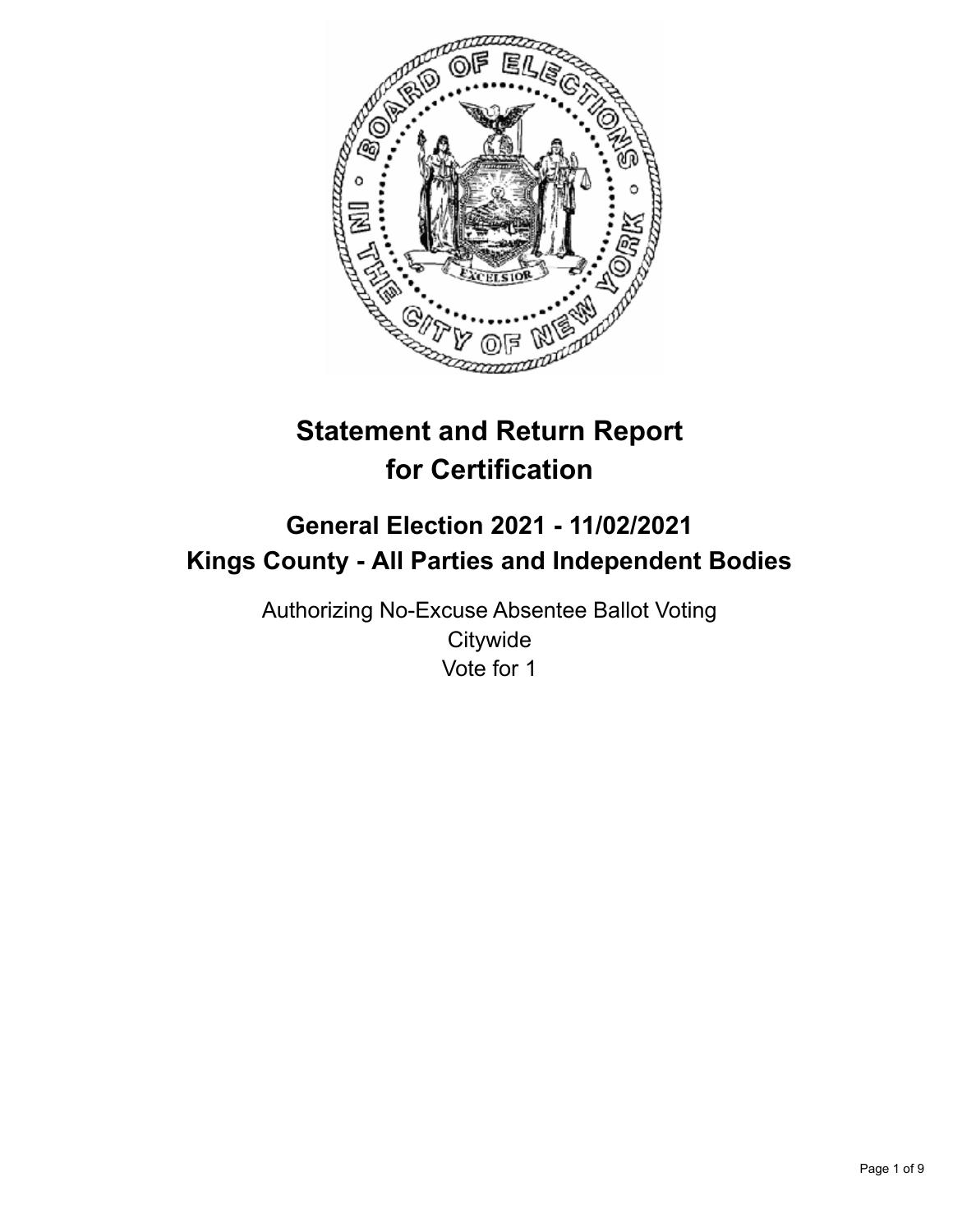# Statement and Return Report for Certification

## General Election 2021 - 11/02/2021
## Kings County - All Parties and Independent Bodies

Authorizing No-Excuse Absentee Ballot Voting
Citywide
Vote for 1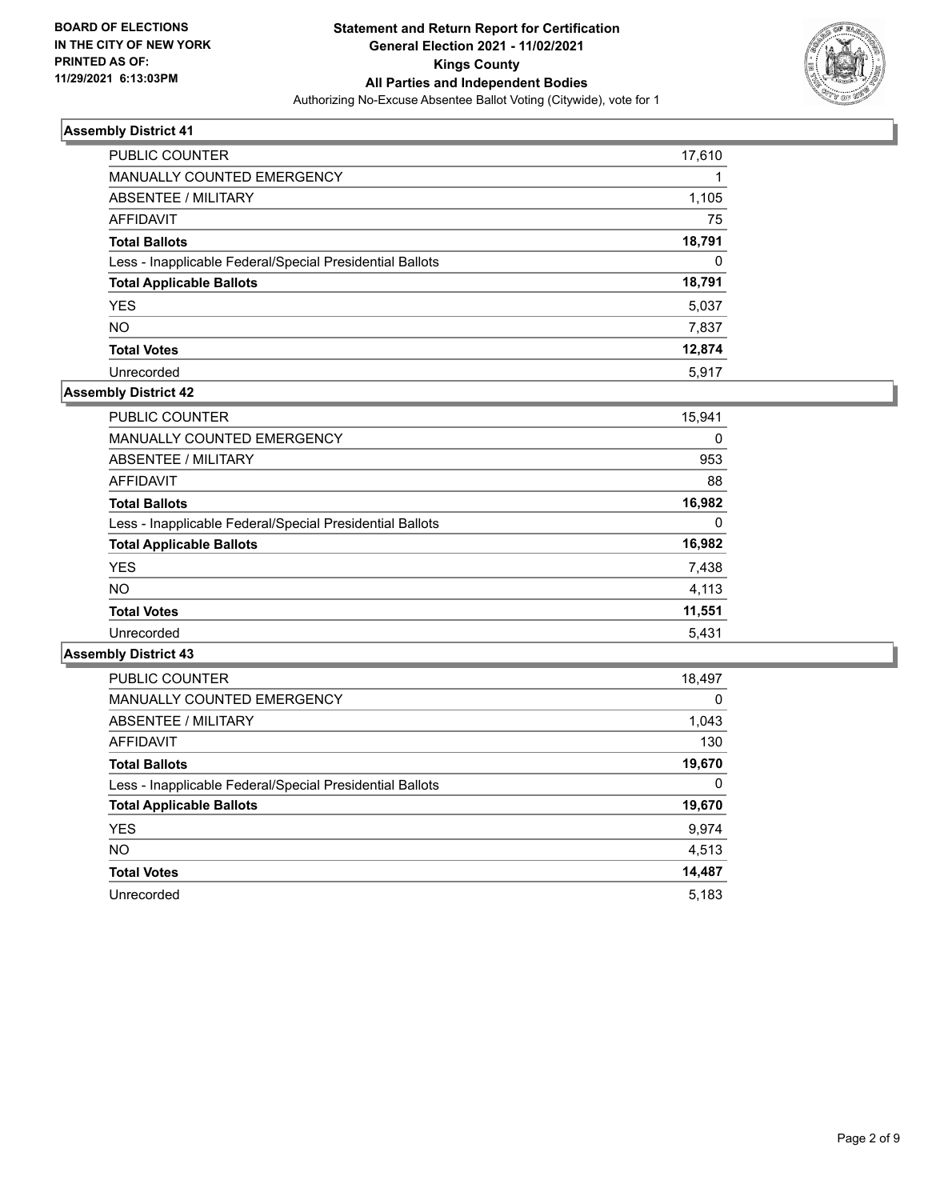## Assembly District 41

| | |
|---|---|
| PUBLIC COUNTER | 17,610 |
| MANUALLY COUNTED EMERGENCY | 1 |
| ABSENTEE / MILITARY | 1,105 |
| AFFIDAVIT | 75 |
| **Total Ballots** | **18,791** |
| Less - Inapplicable Federal/Special Presidential Ballots | 0 |
| **Total Applicable Ballots** | **18,791** |
| YES | 5,037 |
| NO | 7,837 |
| **Total Votes** | **12,874** |
| Unrecorded | 5,917 |

## Assembly District 42

| | |
|---|---|
| PUBLIC COUNTER | 15,941 |
| MANUALLY COUNTED EMERGENCY | 0 |
| ABSENTEE / MILITARY | 953 |
| AFFIDAVIT | 88 |
| **Total Ballots** | **16,982** |
| Less - Inapplicable Federal/Special Presidential Ballots | 0 |
| **Total Applicable Ballots** | **16,982** |
| YES | 7,438 |
| NO | 4,113 |
| **Total Votes** | **11,551** |
| Unrecorded | 5,431 |

## Assembly District 43

| | |
|---|---|
| PUBLIC COUNTER | 18,497 |
| MANUALLY COUNTED EMERGENCY | 0 |
| ABSENTEE / MILITARY | 1,043 |
| AFFIDAVIT | 130 |
| **Total Ballots** | **19,670** |
| Less - Inapplicable Federal/Special Presidential Ballots | 0 |
| **Total Applicable Ballots** | **19,670** |
| YES | 9,974 |
| NO | 4,513 |
| **Total Votes** | **14,487** |
| Unrecorded | 5,183 |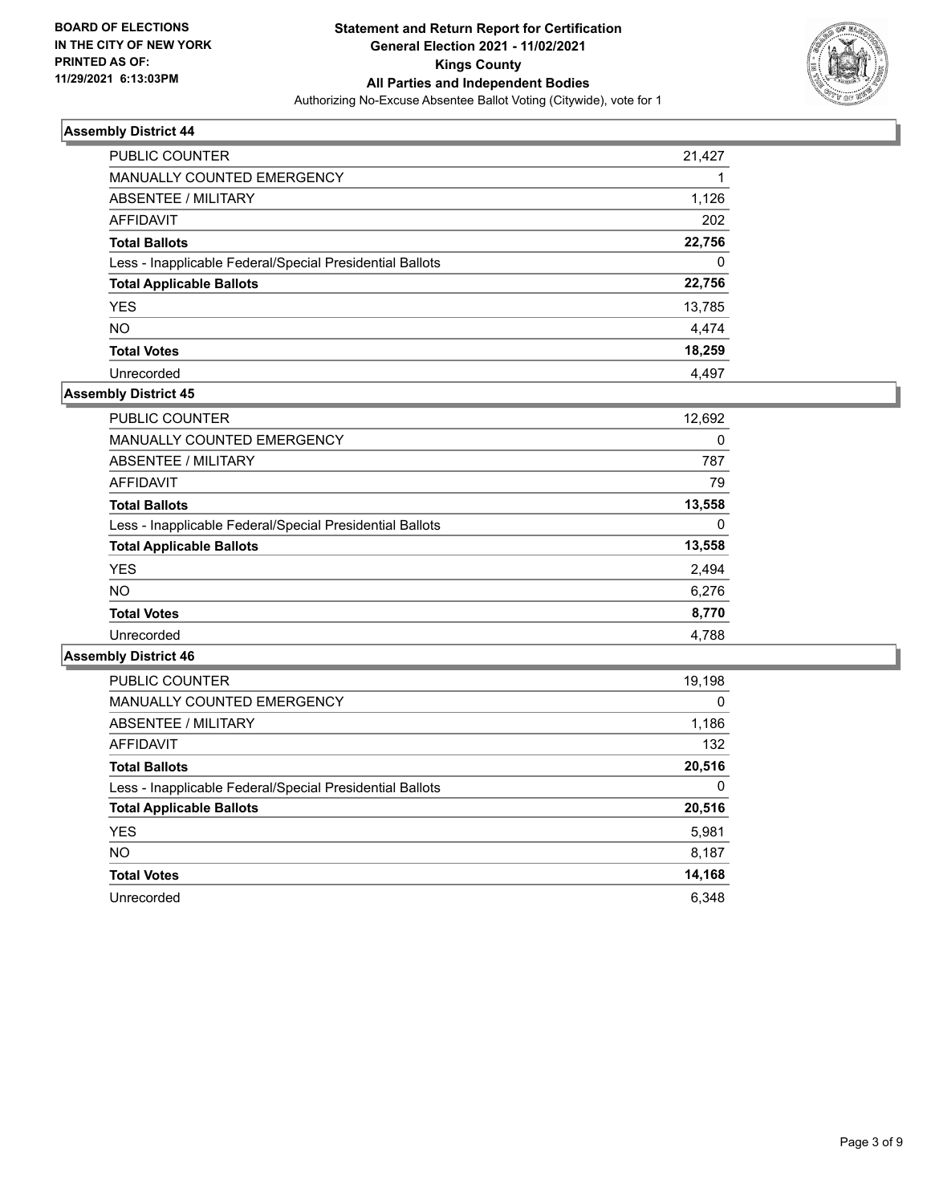BOARD OF ELECTIONS
IN THE CITY OF NEW YORK
PRINTED AS OF:
11/29/2021 6:13:03PM

**Statement and Return Report for Certification**
**General Election 2021 - 11/02/2021**
**Kings County**
**All Parties and Independent Bodies**
Authorizing No-Excuse Absentee Ballot Voting (Citywide), vote for 1

### Assembly District 44

| | |
|---|---|
| PUBLIC COUNTER | 21,427 |
| MANUALLY COUNTED EMERGENCY | 1 |
| ABSENTEE / MILITARY | 1,126 |
| AFFIDAVIT | 202 |
| **Total Ballots** | **22,756** |
| Less - Inapplicable Federal/Special Presidential Ballots | 0 |
| **Total Applicable Ballots** | **22,756** |
| YES | 13,785 |
| NO | 4,474 |
| **Total Votes** | **18,259** |
| Unrecorded | 4,497 |

### Assembly District 45

| | |
|---|---|
| PUBLIC COUNTER | 12,692 |
| MANUALLY COUNTED EMERGENCY | 0 |
| ABSENTEE / MILITARY | 787 |
| AFFIDAVIT | 79 |
| **Total Ballots** | **13,558** |
| Less - Inapplicable Federal/Special Presidential Ballots | 0 |
| **Total Applicable Ballots** | **13,558** |
| YES | 2,494 |
| NO | 6,276 |
| **Total Votes** | **8,770** |
| Unrecorded | 4,788 |

### Assembly District 46

| | |
|---|---|
| PUBLIC COUNTER | 19,198 |
| MANUALLY COUNTED EMERGENCY | 0 |
| ABSENTEE / MILITARY | 1,186 |
| AFFIDAVIT | 132 |
| **Total Ballots** | **20,516** |
| Less - Inapplicable Federal/Special Presidential Ballots | 0 |
| **Total Applicable Ballots** | **20,516** |
| YES | 5,981 |
| NO | 8,187 |
| **Total Votes** | **14,168** |
| Unrecorded | 6,348 |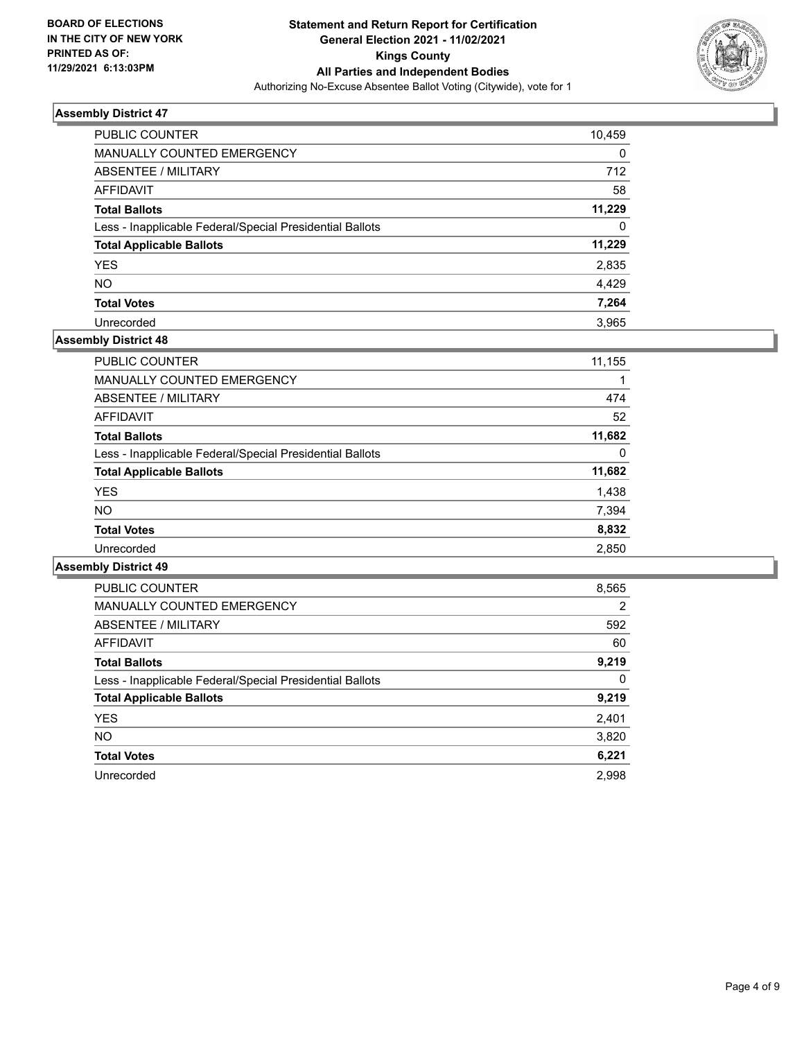BOARD OF ELECTIONS
IN THE CITY OF NEW YORK
PRINTED AS OF:
11/29/2021 6:13:03PM

**Statement and Return Report for Certification**
**General Election 2021 - 11/02/2021**
**Kings County**
**All Parties and Independent Bodies**
Authorizing No-Excuse Absentee Ballot Voting (Citywide), vote for 1

### Assembly District 47

| | |
|---|---|
| PUBLIC COUNTER | 10,459 |
| MANUALLY COUNTED EMERGENCY | 0 |
| ABSENTEE / MILITARY | 712 |
| AFFIDAVIT | 58 |
| **Total Ballots** | **11,229** |
| Less - Inapplicable Federal/Special Presidential Ballots | 0 |
| **Total Applicable Ballots** | **11,229** |
| YES | 2,835 |
| NO | 4,429 |
| **Total Votes** | **7,264** |
| Unrecorded | 3,965 |

### Assembly District 48

| | |
|---|---|
| PUBLIC COUNTER | 11,155 |
| MANUALLY COUNTED EMERGENCY | 1 |
| ABSENTEE / MILITARY | 474 |
| AFFIDAVIT | 52 |
| **Total Ballots** | **11,682** |
| Less - Inapplicable Federal/Special Presidential Ballots | 0 |
| **Total Applicable Ballots** | **11,682** |
| YES | 1,438 |
| NO | 7,394 |
| **Total Votes** | **8,832** |
| Unrecorded | 2,850 |

### Assembly District 49

| | |
|---|---|
| PUBLIC COUNTER | 8,565 |
| MANUALLY COUNTED EMERGENCY | 2 |
| ABSENTEE / MILITARY | 592 |
| AFFIDAVIT | 60 |
| **Total Ballots** | **9,219** |
| Less - Inapplicable Federal/Special Presidential Ballots | 0 |
| **Total Applicable Ballots** | **9,219** |
| YES | 2,401 |
| NO | 3,820 |
| **Total Votes** | **6,221** |
| Unrecorded | 2,998 |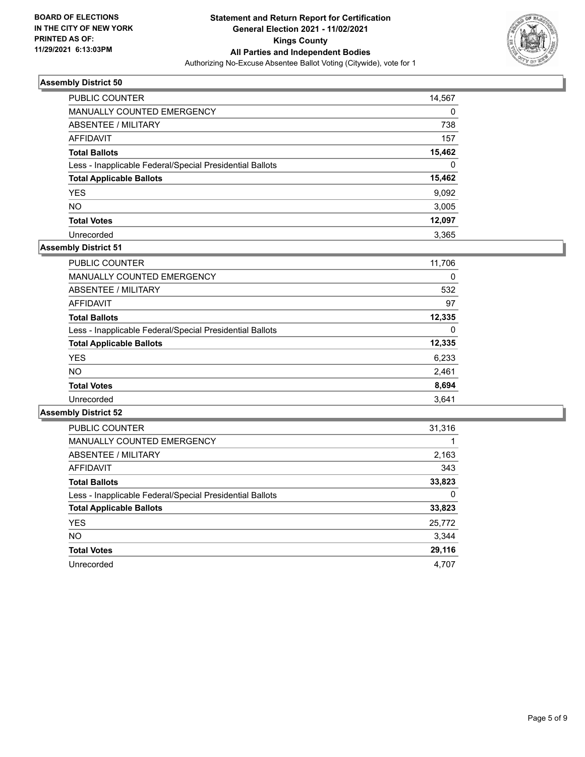**BOARD OF ELECTIONS IN THE CITY OF NEW YORK PRINTED AS OF: 11/29/2021 6:13:03PM**

**Statement and Return Report for Certification General Election 2021 - 11/02/2021 Kings County All Parties and Independent Bodies**

Authorizing No-Excuse Absentee Ballot Voting (Citywide), vote for 1

### Assembly District 50

| | |
|---|---|
| PUBLIC COUNTER | 14,567 |
| MANUALLY COUNTED EMERGENCY | 0 |
| ABSENTEE / MILITARY | 738 |
| AFFIDAVIT | 157 |
| **Total Ballots** | **15,462** |
| Less - Inapplicable Federal/Special Presidential Ballots | 0 |
| **Total Applicable Ballots** | **15,462** |
| YES | 9,092 |
| NO | 3,005 |
| **Total Votes** | **12,097** |
| Unrecorded | 3,365 |

### Assembly District 51

| | |
|---|---|
| PUBLIC COUNTER | 11,706 |
| MANUALLY COUNTED EMERGENCY | 0 |
| ABSENTEE / MILITARY | 532 |
| AFFIDAVIT | 97 |
| **Total Ballots** | **12,335** |
| Less - Inapplicable Federal/Special Presidential Ballots | 0 |
| **Total Applicable Ballots** | **12,335** |
| YES | 6,233 |
| NO | 2,461 |
| **Total Votes** | **8,694** |
| Unrecorded | 3,641 |

### Assembly District 52

| | |
|---|---|
| PUBLIC COUNTER | 31,316 |
| MANUALLY COUNTED EMERGENCY | 1 |
| ABSENTEE / MILITARY | 2,163 |
| AFFIDAVIT | 343 |
| **Total Ballots** | **33,823** |
| Less - Inapplicable Federal/Special Presidential Ballots | 0 |
| **Total Applicable Ballots** | **33,823** |
| YES | 25,772 |
| NO | 3,344 |
| **Total Votes** | **29,116** |
| Unrecorded | 4,707 |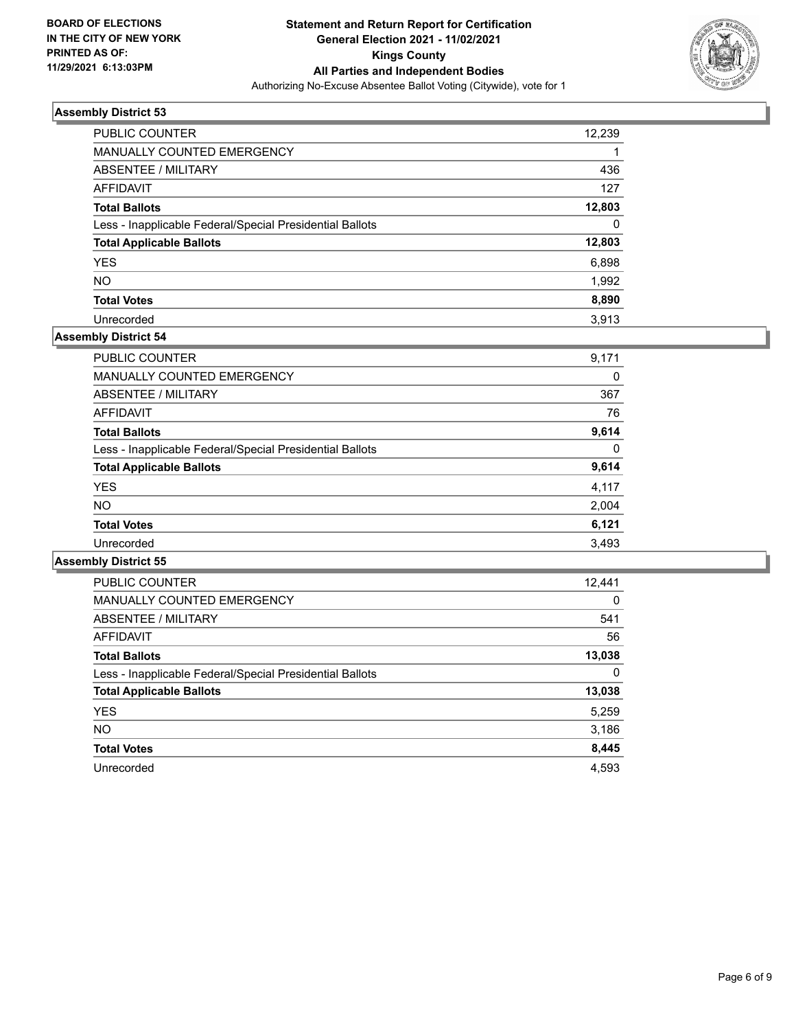BOARD OF ELECTIONS
IN THE CITY OF NEW YORK
PRINTED AS OF:
11/29/2021 6:13:03PM

**Statement and Return Report for Certification**
**General Election 2021 - 11/02/2021**
**Kings County**
**All Parties and Independent Bodies**
Authorizing No-Excuse Absentee Ballot Voting (Citywide), vote for 1

### Assembly District 53

| | |
|---|---|
| PUBLIC COUNTER | 12,239 |
| MANUALLY COUNTED EMERGENCY | 1 |
| ABSENTEE / MILITARY | 436 |
| AFFIDAVIT | 127 |
| **Total Ballots** | **12,803** |
| Less - Inapplicable Federal/Special Presidential Ballots | 0 |
| **Total Applicable Ballots** | **12,803** |
| YES | 6,898 |
| NO | 1,992 |
| **Total Votes** | **8,890** |
| Unrecorded | 3,913 |

### Assembly District 54

| | |
|---|---|
| PUBLIC COUNTER | 9,171 |
| MANUALLY COUNTED EMERGENCY | 0 |
| ABSENTEE / MILITARY | 367 |
| AFFIDAVIT | 76 |
| **Total Ballots** | **9,614** |
| Less - Inapplicable Federal/Special Presidential Ballots | 0 |
| **Total Applicable Ballots** | **9,614** |
| YES | 4,117 |
| NO | 2,004 |
| **Total Votes** | **6,121** |
| Unrecorded | 3,493 |

### Assembly District 55

| | |
|---|---|
| PUBLIC COUNTER | 12,441 |
| MANUALLY COUNTED EMERGENCY | 0 |
| ABSENTEE / MILITARY | 541 |
| AFFIDAVIT | 56 |
| **Total Ballots** | **13,038** |
| Less - Inapplicable Federal/Special Presidential Ballots | 0 |
| **Total Applicable Ballots** | **13,038** |
| YES | 5,259 |
| NO | 3,186 |
| **Total Votes** | **8,445** |
| Unrecorded | 4,593 |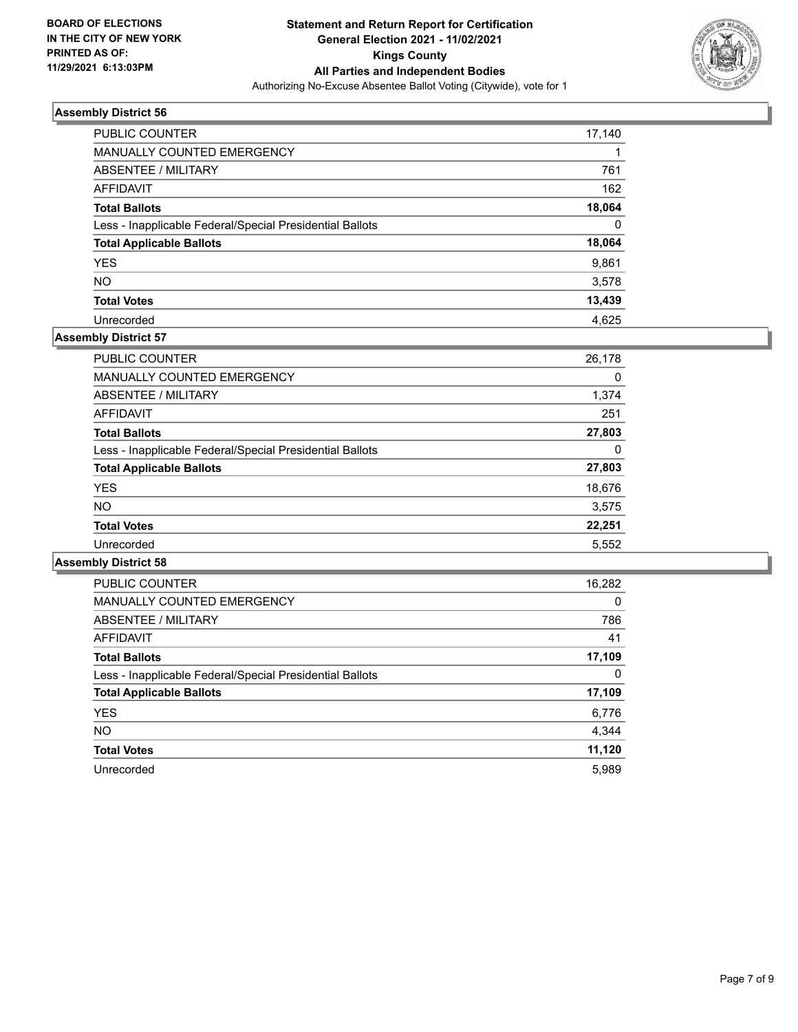**BOARD OF ELECTIONS IN THE CITY OF NEW YORK PRINTED AS OF: 11/29/2021 6:13:03PM**

# Statement and Return Report for Certification General Election 2021 - 11/02/2021 Kings County All Parties and Independent Bodies

Authorizing No-Excuse Absentee Ballot Voting (Citywide), vote for 1

## Assembly District 56

| | |
|---|---|
| PUBLIC COUNTER | 17,140 |
| MANUALLY COUNTED EMERGENCY | 1 |
| ABSENTEE / MILITARY | 761 |
| AFFIDAVIT | 162 |
| **Total Ballots** | **18,064** |
| Less - Inapplicable Federal/Special Presidential Ballots | 0 |
| **Total Applicable Ballots** | **18,064** |
| YES | 9,861 |
| NO | 3,578 |
| **Total Votes** | **13,439** |
| Unrecorded | 4,625 |

## Assembly District 57

| | |
|---|---|
| PUBLIC COUNTER | 26,178 |
| MANUALLY COUNTED EMERGENCY | 0 |
| ABSENTEE / MILITARY | 1,374 |
| AFFIDAVIT | 251 |
| **Total Ballots** | **27,803** |
| Less - Inapplicable Federal/Special Presidential Ballots | 0 |
| **Total Applicable Ballots** | **27,803** |
| YES | 18,676 |
| NO | 3,575 |
| **Total Votes** | **22,251** |
| Unrecorded | 5,552 |

## Assembly District 58

| | |
|---|---|
| PUBLIC COUNTER | 16,282 |
| MANUALLY COUNTED EMERGENCY | 0 |
| ABSENTEE / MILITARY | 786 |
| AFFIDAVIT | 41 |
| **Total Ballots** | **17,109** |
| Less - Inapplicable Federal/Special Presidential Ballots | 0 |
| **Total Applicable Ballots** | **17,109** |
| YES | 6,776 |
| NO | 4,344 |
| **Total Votes** | **11,120** |
| Unrecorded | 5,989 |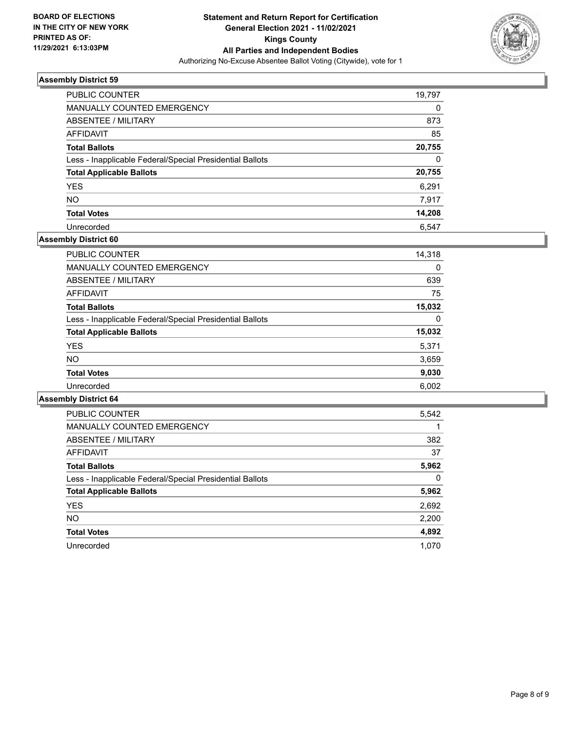**BOARD OF ELECTIONS IN THE CITY OF NEW YORK PRINTED AS OF: 11/29/2021 6:13:03PM**

**Statement and Return Report for Certification General Election 2021 - 11/02/2021 Kings County All Parties and Independent Bodies**

Authorizing No-Excuse Absentee Ballot Voting (Citywide), vote for 1

### Assembly District 59

| | |
|---|---|
| PUBLIC COUNTER | 19,797 |
| MANUALLY COUNTED EMERGENCY | 0 |
| ABSENTEE / MILITARY | 873 |
| AFFIDAVIT | 85 |
| **Total Ballots** | **20,755** |
| Less - Inapplicable Federal/Special Presidential Ballots | 0 |
| **Total Applicable Ballots** | **20,755** |
| YES | 6,291 |
| NO | 7,917 |
| **Total Votes** | **14,208** |
| Unrecorded | 6,547 |

### Assembly District 60

| | |
|---|---|
| PUBLIC COUNTER | 14,318 |
| MANUALLY COUNTED EMERGENCY | 0 |
| ABSENTEE / MILITARY | 639 |
| AFFIDAVIT | 75 |
| **Total Ballots** | **15,032** |
| Less - Inapplicable Federal/Special Presidential Ballots | 0 |
| **Total Applicable Ballots** | **15,032** |
| YES | 5,371 |
| NO | 3,659 |
| **Total Votes** | **9,030** |
| Unrecorded | 6,002 |

### Assembly District 64

| | |
|---|---|
| PUBLIC COUNTER | 5,542 |
| MANUALLY COUNTED EMERGENCY | 1 |
| ABSENTEE / MILITARY | 382 |
| AFFIDAVIT | 37 |
| **Total Ballots** | **5,962** |
| Less - Inapplicable Federal/Special Presidential Ballots | 0 |
| **Total Applicable Ballots** | **5,962** |
| YES | 2,692 |
| NO | 2,200 |
| **Total Votes** | **4,892** |
| Unrecorded | 1,070 |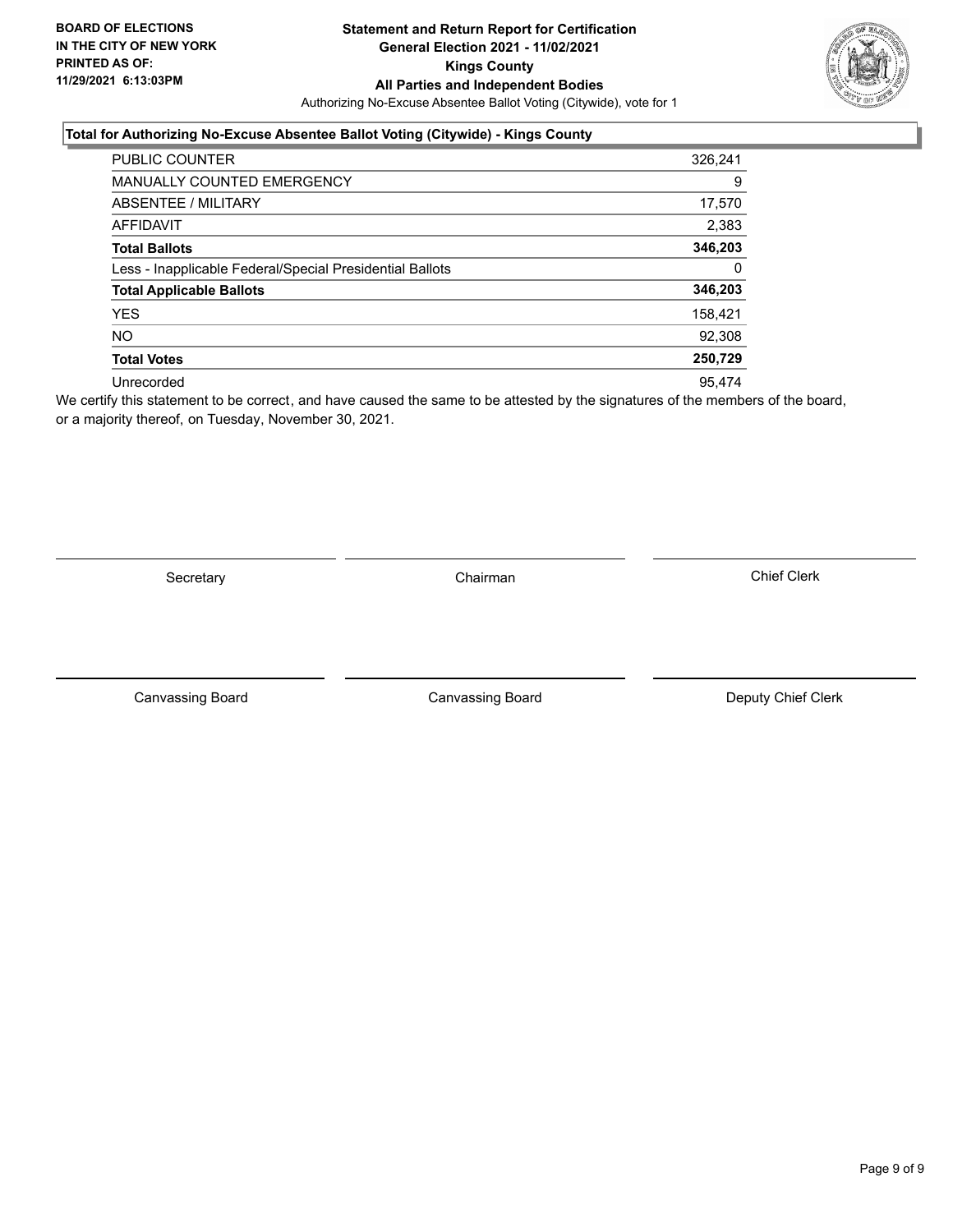**BOARD OF ELECTIONS IN THE CITY OF NEW YORK PRINTED AS OF: 11/29/2021 6:13:03PM**

**Statement and Return Report for Certification**
**General Election 2021 - 11/02/2021**
**Kings County**
**All Parties and Independent Bodies**
Authorizing No-Excuse Absentee Ballot Voting (Citywide), vote for 1

**Total for Authorizing No-Excuse Absentee Ballot Voting (Citywide) - Kings County**

| | |
|---|---|
| PUBLIC COUNTER | 326,241 |
| MANUALLY COUNTED EMERGENCY | 9 |
| ABSENTEE / MILITARY | 17,570 |
| AFFIDAVIT | 2,383 |
| **Total Ballots** | **346,203** |
| Less - Inapplicable Federal/Special Presidential Ballots | 0 |
| **Total Applicable Ballots** | **346,203** |
| YES | 158,421 |
| NO | 92,308 |
| **Total Votes** | **250,729** |
| Unrecorded | 95,474 |

We certify this statement to be correct, and have caused the same to be attested by the signatures of the members of the board, or a majority thereof, on Tuesday, November 30, 2021.

Secretary

Chairman

Chief Clerk

Canvassing Board

Canvassing Board

Deputy Chief Clerk